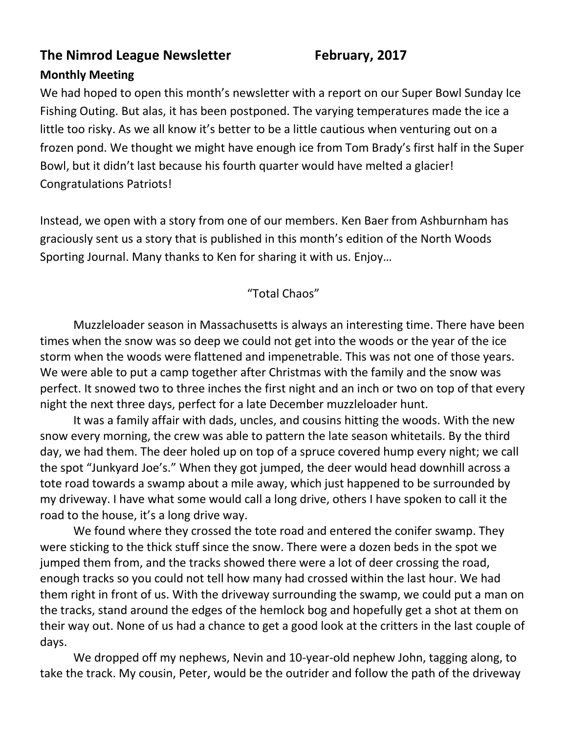# The Nimrod League Newsletter February, 2017

## Monthly Meeting

We had hoped to open this month's newsletter with a report on our Super Bowl Sunday Ice Fishing Outing. But alas, it has been postponed. The varying temperatures made the ice a little too risky. As we all know it's better to be a little cautious when venturing out on a frozen pond. We thought we might have enough ice from Tom Brady's first half in the Super Bowl, but it didn't last because his fourth quarter would have melted a glacier! Congratulations Patriots!

Instead, we open with a story from one of our members. Ken Baer from Ashburnham has graciously sent us a story that is published in this month's edition of the North Woods Sporting Journal. Many thanks to Ken for sharing it with us. Enjoy…

"Total Chaos"

Muzzleloader season in Massachusetts is always an interesting time. There have been times when the snow was so deep we could not get into the woods or the year of the ice storm when the woods were flattened and impenetrable. This was not one of those years. We were able to put a camp together after Christmas with the family and the snow was perfect. It snowed two to three inches the first night and an inch or two on top of that every night the next three days, perfect for a late December muzzleloader hunt.

It was a family affair with dads, uncles, and cousins hitting the woods. With the new snow every morning, the crew was able to pattern the late season whitetails. By the third day, we had them. The deer holed up on top of a spruce covered hump every night; we call the spot "Junkyard Joe's." When they got jumped, the deer would head downhill across a tote road towards a swamp about a mile away, which just happened to be surrounded by my driveway. I have what some would call a long drive, others I have spoken to call it the road to the house, it's a long drive way.

We found where they crossed the tote road and entered the conifer swamp. They were sticking to the thick stuff since the snow. There were a dozen beds in the spot we jumped them from, and the tracks showed there were a lot of deer crossing the road, enough tracks so you could not tell how many had crossed within the last hour. We had them right in front of us. With the driveway surrounding the swamp, we could put a man on the tracks, stand around the edges of the hemlock bog and hopefully get a shot at them on their way out. None of us had a chance to get a good look at the critters in the last couple of days.

We dropped off my nephews, Nevin and 10-year-old nephew John, tagging along, to take the track. My cousin, Peter, would be the outrider and follow the path of the driveway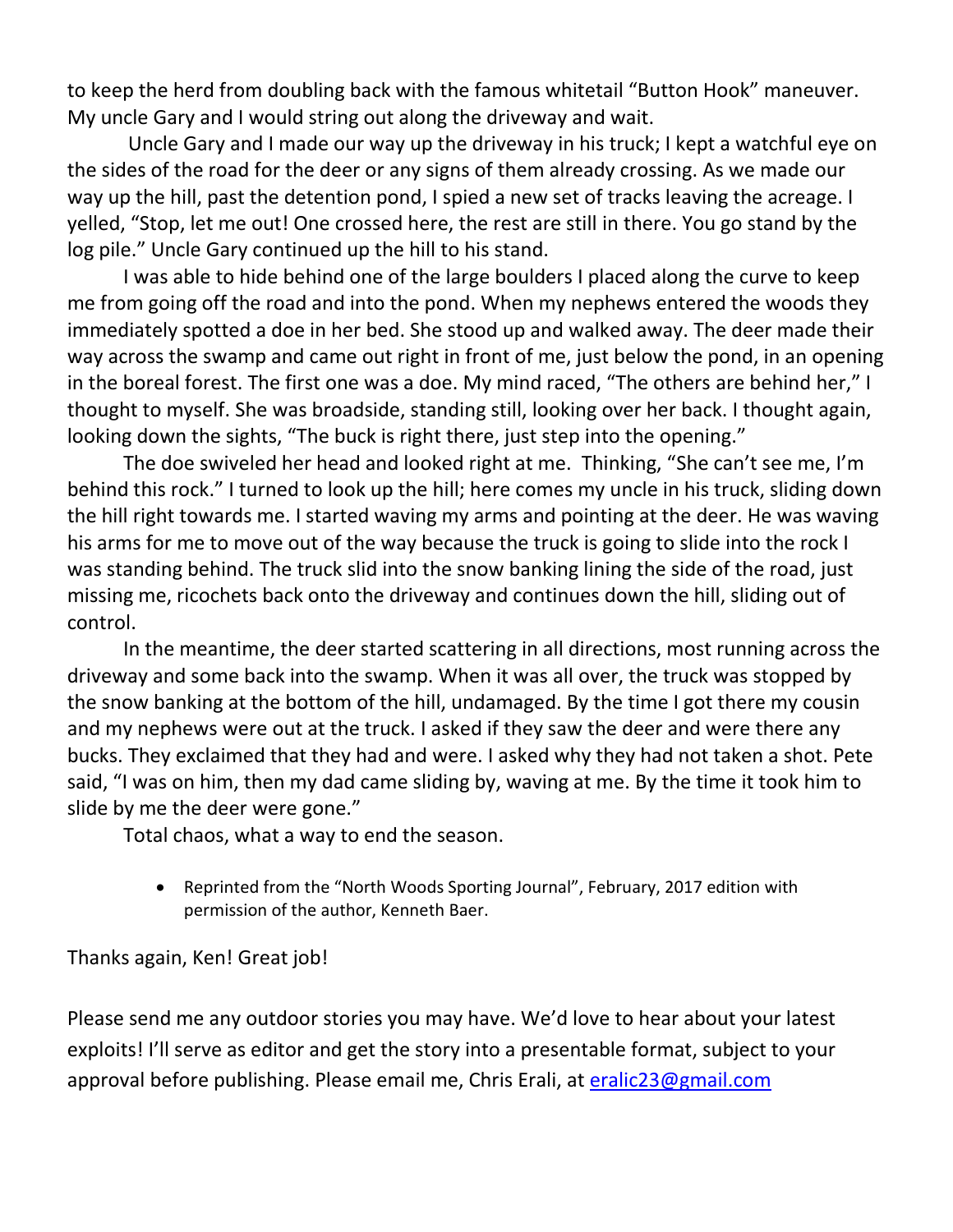to keep the herd from doubling back with the famous whitetail "Button Hook" maneuver. My uncle Gary and I would string out along the driveway and wait.

Uncle Gary and I made our way up the driveway in his truck; I kept a watchful eye on the sides of the road for the deer or any signs of them already crossing. As we made our way up the hill, past the detention pond, I spied a new set of tracks leaving the acreage. I yelled, "Stop, let me out! One crossed here, the rest are still in there. You go stand by the log pile." Uncle Gary continued up the hill to his stand.

I was able to hide behind one of the large boulders I placed along the curve to keep me from going off the road and into the pond. When my nephews entered the woods they immediately spotted a doe in her bed. She stood up and walked away. The deer made their way across the swamp and came out right in front of me, just below the pond, in an opening in the boreal forest. The first one was a doe. My mind raced, "The others are behind her," I thought to myself. She was broadside, standing still, looking over her back. I thought again, looking down the sights, "The buck is right there, just step into the opening."

The doe swiveled her head and looked right at me. Thinking, "She can't see me, I'm behind this rock." I turned to look up the hill; here comes my uncle in his truck, sliding down the hill right towards me. I started waving my arms and pointing at the deer. He was waving his arms for me to move out of the way because the truck is going to slide into the rock I was standing behind. The truck slid into the snow banking lining the side of the road, just missing me, ricochets back onto the driveway and continues down the hill, sliding out of control.

In the meantime, the deer started scattering in all directions, most running across the driveway and some back into the swamp. When it was all over, the truck was stopped by the snow banking at the bottom of the hill, undamaged. By the time I got there my cousin and my nephews were out at the truck. I asked if they saw the deer and were there any bucks. They exclaimed that they had and were. I asked why they had not taken a shot. Pete said, "I was on him, then my dad came sliding by, waving at me. By the time it took him to slide by me the deer were gone."

Total chaos, what a way to end the season.

- Reprinted from the "North Woods Sporting Journal", February, 2017 edition with permission of the author, Kenneth Baer.

Thanks again, Ken! Great job!

Please send me any outdoor stories you may have. We'd love to hear about your latest exploits! I'll serve as editor and get the story into a presentable format, subject to your approval before publishing. Please email me, Chris Erali, at eralic23@gmail.com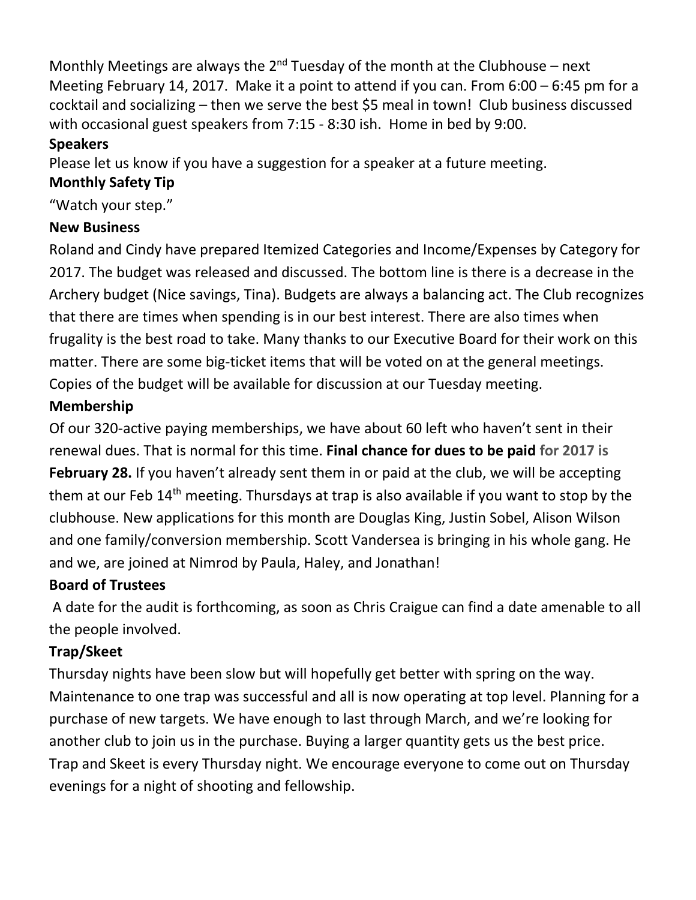Monthly Meetings are always the 2nd Tuesday of the month at the Clubhouse – next Meeting February 14, 2017. Make it a point to attend if you can. From 6:00 – 6:45 pm for a cocktail and socializing – then we serve the best $5 meal in town! Club business discussed with occasional guest speakers from 7:15 - 8:30 ish. Home in bed by 9:00.

**Speakers**

Please let us know if you have a suggestion for a speaker at a future meeting.

**Monthly Safety Tip**

"Watch your step."

**New Business**

Roland and Cindy have prepared Itemized Categories and Income/Expenses by Category for 2017. The budget was released and discussed. The bottom line is there is a decrease in the Archery budget (Nice savings, Tina). Budgets are always a balancing act. The Club recognizes that there are times when spending is in our best interest. There are also times when frugality is the best road to take. Many thanks to our Executive Board for their work on this matter. There are some big-ticket items that will be voted on at the general meetings. Copies of the budget will be available for discussion at our Tuesday meeting.

**Membership**

Of our 320-active paying memberships, we have about 60 left who haven't sent in their renewal dues. That is normal for this time. **Final chance for dues to be paid for 2017 is February 28.** If you haven't already sent them in or paid at the club, we will be accepting them at our Feb 14th meeting. Thursdays at trap is also available if you want to stop by the clubhouse. New applications for this month are Douglas King, Justin Sobel, Alison Wilson and one family/conversion membership. Scott Vandersea is bringing in his whole gang. He and we, are joined at Nimrod by Paula, Haley, and Jonathan!

**Board of Trustees**

A date for the audit is forthcoming, as soon as Chris Craigue can find a date amenable to all the people involved.

**Trap/Skeet**

Thursday nights have been slow but will hopefully get better with spring on the way. Maintenance to one trap was successful and all is now operating at top level. Planning for a purchase of new targets. We have enough to last through March, and we're looking for another club to join us in the purchase. Buying a larger quantity gets us the best price. Trap and Skeet is every Thursday night. We encourage everyone to come out on Thursday evenings for a night of shooting and fellowship.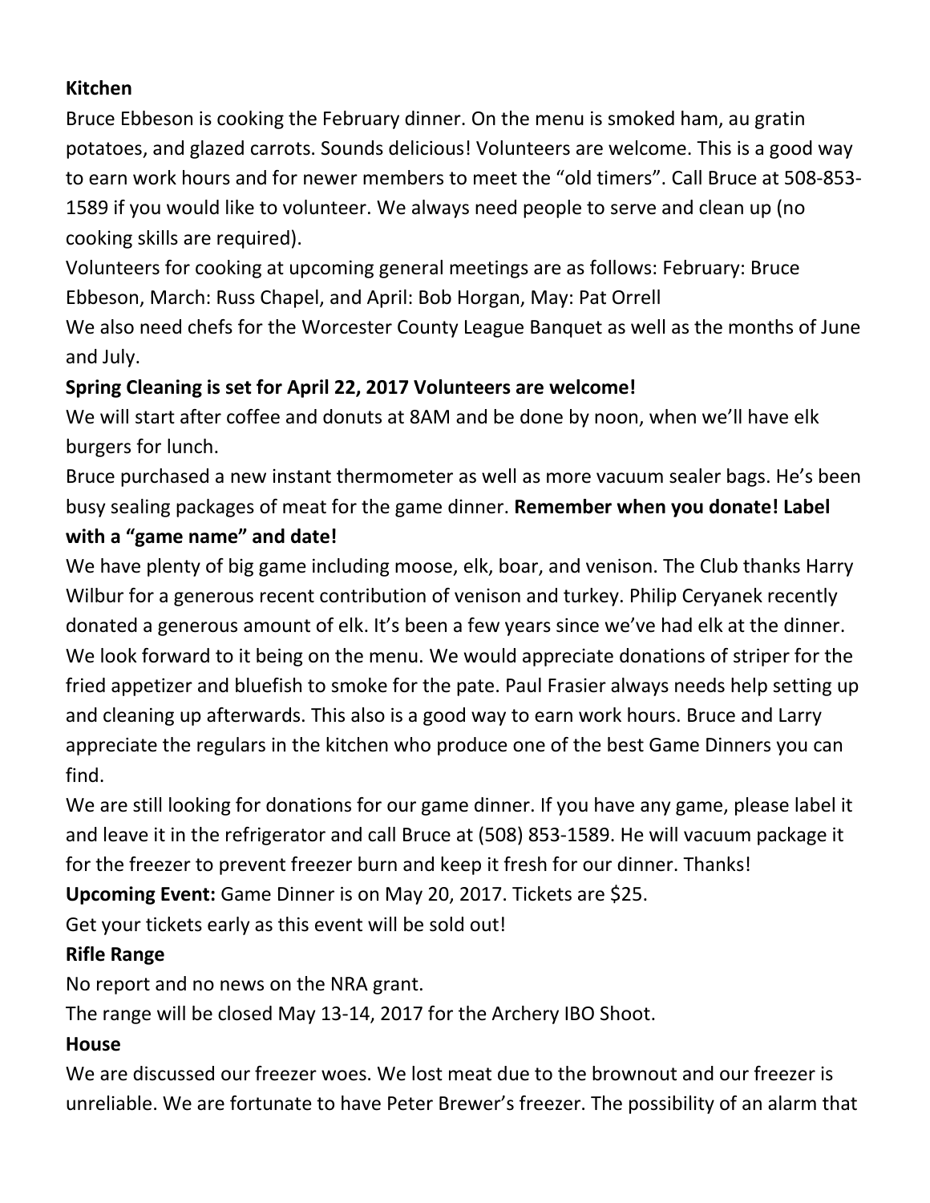**Kitchen**

Bruce Ebbeson is cooking the February dinner. On the menu is smoked ham, au gratin potatoes, and glazed carrots. Sounds delicious! Volunteers are welcome. This is a good way to earn work hours and for newer members to meet the "old timers". Call Bruce at 508-853-1589 if you would like to volunteer. We always need people to serve and clean up (no cooking skills are required).

Volunteers for cooking at upcoming general meetings are as follows: February: Bruce Ebbeson, March: Russ Chapel, and April: Bob Horgan, May: Pat Orrell

We also need chefs for the Worcester County League Banquet as well as the months of June and July.

**Spring Cleaning is set for April 22, 2017 Volunteers are welcome!**

We will start after coffee and donuts at 8AM and be done by noon, when we'll have elk burgers for lunch.

Bruce purchased a new instant thermometer as well as more vacuum sealer bags. He's been busy sealing packages of meat for the game dinner. **Remember when you donate! Label with a "game name" and date!**

We have plenty of big game including moose, elk, boar, and venison. The Club thanks Harry Wilbur for a generous recent contribution of venison and turkey. Philip Ceryanek recently donated a generous amount of elk. It's been a few years since we've had elk at the dinner. We look forward to it being on the menu. We would appreciate donations of striper for the fried appetizer and bluefish to smoke for the pate. Paul Frasier always needs help setting up and cleaning up afterwards. This also is a good way to earn work hours. Bruce and Larry appreciate the regulars in the kitchen who produce one of the best Game Dinners you can find.

We are still looking for donations for our game dinner. If you have any game, please label it and leave it in the refrigerator and call Bruce at (508) 853-1589. He will vacuum package it for the freezer to prevent freezer burn and keep it fresh for our dinner. Thanks!

**Upcoming Event:** Game Dinner is on May 20, 2017. Tickets are $25.

Get your tickets early as this event will be sold out!

**Rifle Range**

No report and no news on the NRA grant.

The range will be closed May 13-14, 2017 for the Archery IBO Shoot.

**House**

We are discussed our freezer woes. We lost meat due to the brownout and our freezer is unreliable. We are fortunate to have Peter Brewer's freezer. The possibility of an alarm that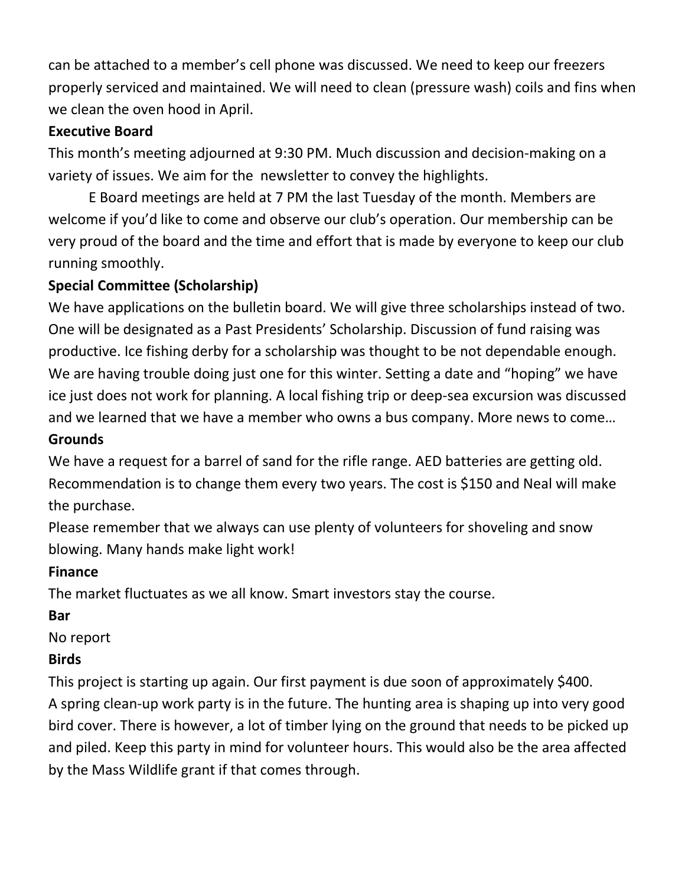can be attached to a member's cell phone was discussed. We need to keep our freezers properly serviced and maintained. We will need to clean (pressure wash) coils and fins when we clean the oven hood in April.

**Executive Board**

This month's meeting adjourned at 9:30 PM. Much discussion and decision-making on a variety of issues. We aim for the newsletter to convey the highlights.

E Board meetings are held at 7 PM the last Tuesday of the month. Members are welcome if you'd like to come and observe our club's operation. Our membership can be very proud of the board and the time and effort that is made by everyone to keep our club running smoothly.

**Special Committee (Scholarship)**

We have applications on the bulletin board. We will give three scholarships instead of two. One will be designated as a Past Presidents' Scholarship. Discussion of fund raising was productive. Ice fishing derby for a scholarship was thought to be not dependable enough. We are having trouble doing just one for this winter. Setting a date and "hoping" we have ice just does not work for planning. A local fishing trip or deep-sea excursion was discussed and we learned that we have a member who owns a bus company. More news to come…

**Grounds**

We have a request for a barrel of sand for the rifle range. AED batteries are getting old. Recommendation is to change them every two years. The cost is $150 and Neal will make the purchase.

Please remember that we always can use plenty of volunteers for shoveling and snow blowing. Many hands make light work!

**Finance**

The market fluctuates as we all know. Smart investors stay the course.

**Bar**

No report

**Birds**

This project is starting up again. Our first payment is due soon of approximately $400.
A spring clean-up work party is in the future. The hunting area is shaping up into very good bird cover. There is however, a lot of timber lying on the ground that needs to be picked up and piled. Keep this party in mind for volunteer hours. This would also be the area affected by the Mass Wildlife grant if that comes through.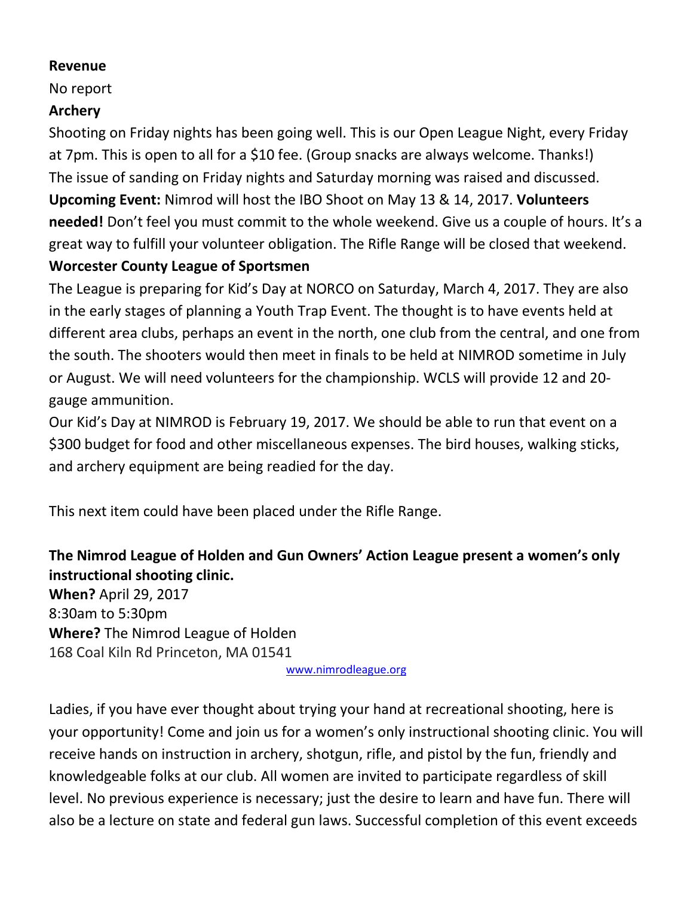**Revenue**

No report

**Archery**

Shooting on Friday nights has been going well. This is our Open League Night, every Friday at 7pm. This is open to all for a $10 fee. (Group snacks are always welcome. Thanks!)

The issue of sanding on Friday nights and Saturday morning was raised and discussed.

**Upcoming Event:** Nimrod will host the IBO Shoot on May 13 & 14, 2017. **Volunteers needed!** Don't feel you must commit to the whole weekend. Give us a couple of hours. It's a great way to fulfill your volunteer obligation. The Rifle Range will be closed that weekend.

**Worcester County League of Sportsmen**

The League is preparing for Kid's Day at NORCO on Saturday, March 4, 2017. They are also in the early stages of planning a Youth Trap Event. The thought is to have events held at different area clubs, perhaps an event in the north, one club from the central, and one from the south. The shooters would then meet in finals to be held at NIMROD sometime in July or August. We will need volunteers for the championship. WCLS will provide 12 and 20-gauge ammunition.

Our Kid's Day at NIMROD is February 19, 2017. We should be able to run that event on a $300 budget for food and other miscellaneous expenses. The bird houses, walking sticks, and archery equipment are being readied for the day.

This next item could have been placed under the Rifle Range.

**The Nimrod League of Holden and Gun Owners' Action League present a women's only instructional shooting clinic.**

**When?** April 29, 2017
8:30am to 5:30pm
**Where?** The Nimrod League of Holden
168 Coal Kiln Rd Princeton, MA 01541

www.nimrodleague.org

Ladies, if you have ever thought about trying your hand at recreational shooting, here is your opportunity! Come and join us for a women's only instructional shooting clinic. You will receive hands on instruction in archery, shotgun, rifle, and pistol by the fun, friendly and knowledgeable folks at our club. All women are invited to participate regardless of skill level. No previous experience is necessary; just the desire to learn and have fun. There will also be a lecture on state and federal gun laws. Successful completion of this event exceeds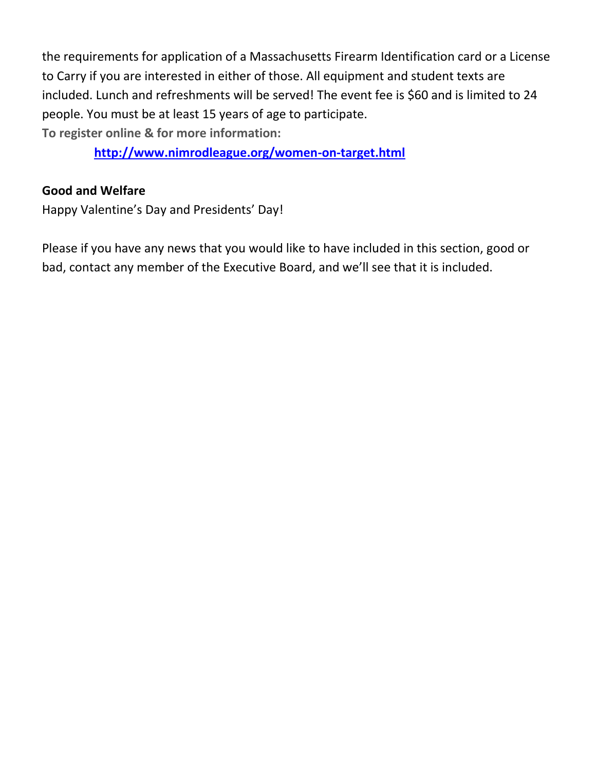the requirements for application of a Massachusetts Firearm Identification card or a License to Carry if you are interested in either of those. All equipment and student texts are included. Lunch and refreshments will be served! The event fee is $60 and is limited to 24 people. You must be at least 15 years of age to participate.

**To register online & for more information:**

**http://www.nimrodleague.org/women-on-target.html**

**Good and Welfare**

Happy Valentine's Day and Presidents' Day!

Please if you have any news that you would like to have included in this section, good or bad, contact any member of the Executive Board, and we'll see that it is included.